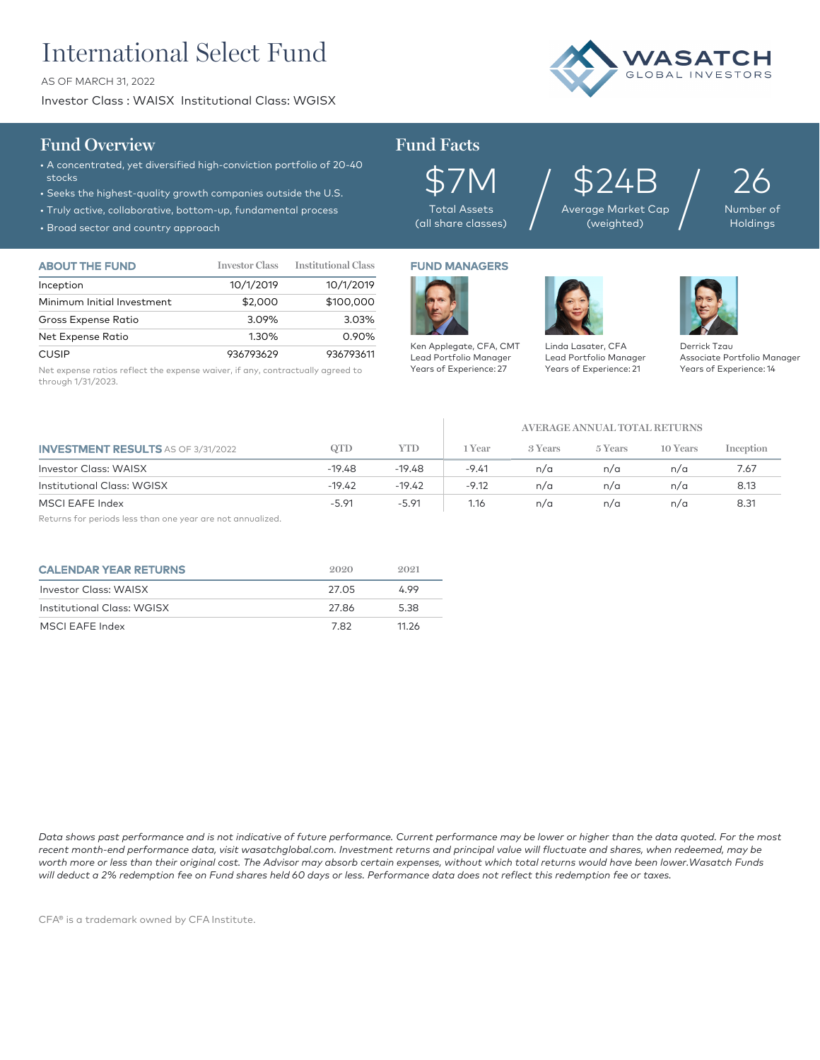# International Select Fund

AS OF MARCH 31, 2022

Investor Class : WAISX Institutional Class: WGISX

WASATCH GLOBAL INVESTORS

## Fund Overview

- A concentrated, yet diversified high-conviction portfolio of 20-40 stocks
- Seeks the highest-quality growth companies outside the U.S.
- Truly active, collaborative, bottom-up, fundamental process
- Broad sector and country approach

## Fund Facts

| $7M | $24B | 26 |
|---|---|---|
| Total Assets (all share classes) | Average Market Cap (weighted) | Number of Holdings |

### ABOUT THE FUND

| | Investor Class | Institutional Class |
|---|---|---|
| Inception | 10/1/2019 | 10/1/2019 |
| Minimum Initial Investment | $2,000 | $100,000 |
| Gross Expense Ratio | 3.09% | 3.03% |
| Net Expense Ratio | 1.30% | 0.90% |
| CUSIP | 936793629 | 936793611 |

Net expense ratios reflect the expense waiver, if any, contractually agreed to through 1/31/2023.

### FUND MANAGERS

Ken Applegate, CFA, CMT
Lead Portfolio Manager
Years of Experience: 27

Linda Lasater, CFA
Lead Portfolio Manager
Years of Experience: 21

Derrick Tzau
Associate Portfolio Manager
Years of Experience: 14

### INVESTMENT RESULTS AS OF 3/31/2022

| | QTD | YTD | AVERAGE ANNUAL TOTAL RETURNS 1 Year | 3 Years | 5 Years | 10 Years | Inception |
|---|---|---|---|---|---|---|---|
| Investor Class: WAISX | -19.48 | -19.48 | -9.41 | n/a | n/a | n/a | 7.67 |
| Institutional Class: WGISX | -19.42 | -19.42 | -9.12 | n/a | n/a | n/a | 8.13 |
| MSCI EAFE Index | -5.91 | -5.91 | 1.16 | n/a | n/a | n/a | 8.31 |

Returns for periods less than one year are not annualized.

### CALENDAR YEAR RETURNS

| | 2020 | 2021 |
|---|---|---|
| Investor Class: WAISX | 27.05 | 4.99 |
| Institutional Class: WGISX | 27.86 | 5.38 |
| MSCI EAFE Index | 7.82 | 11.26 |

*Data shows past performance and is not indicative of future performance. Current performance may be lower or higher than the data quoted. For the most recent month-end performance data, visit wasatchglobal.com. Investment returns and principal value will fluctuate and shares, when redeemed, may be worth more or less than their original cost. The Advisor may absorb certain expenses, without which total returns would have been lower.Wasatch Funds will deduct a 2% redemption fee on Fund shares held 60 days or less. Performance data does not reflect this redemption fee or taxes.*

CFA® is a trademark owned by CFA Institute.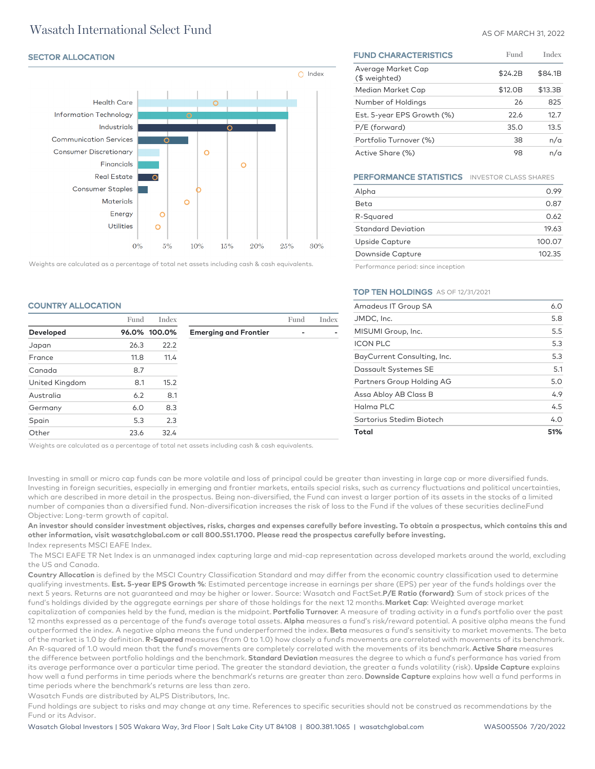# Wasatch International Select Fund

AS OF MARCH 31, 2022

## SECTOR ALLOCATION

Index

Health Care
Information Technology
Industrials
Communication Services
Consumer Discretionary
Financials
Real Estate
Consumer Staples
Materials
Energy
Utilities

0% 5% 10% 15% 20% 25% 30%

Weights are calculated as a percentage of total net assets including cash & cash equivalents.

## FUND CHARACTERISTICS

| | Fund | Index |
|---|---|---|
| Average Market Cap ($ weighted) | $24.2B | $84.1B |
| Median Market Cap | $12.0B | $13.3B |
| Number of Holdings | 26 | 825 |
| Est. 5-year EPS Growth (%) | 22.6 | 12.7 |
| P/E (forward) | 35.0 | 13.5 |
| Portfolio Turnover (%) | 38 | n/a |
| Active Share (%) | 98 | n/a |

## PERFORMANCE STATISTICS INVESTOR CLASS SHARES

| | |
|---|---|
| Alpha | 0.99 |
| Beta | 0.87 |
| R-Squared | 0.62 |
| Standard Deviation | 19.63 |
| Upside Capture | 100.07 |
| Downside Capture | 102.35 |

Performance period: since inception

## COUNTRY ALLOCATION

| | Fund | Index |
|---|---|---|
| **Developed** | **96.0%** | **100.0%** |
| Japan | 26.3 | 22.2 |
| France | 11.8 | 11.4 |
| Canada | 8.7 | |
| United Kingdom | 8.1 | 15.2 |
| Australia | 6.2 | 8.1 |
| Germany | 6.0 | 8.3 |
| Spain | 5.3 | 2.3 |
| Other | 23.6 | 32.4 |

| | Fund | Index |
|---|---|---|
| **Emerging and Frontier** | - | - |

Weights are calculated as a percentage of total net assets including cash & cash equivalents.

## TOP TEN HOLDINGS AS OF 12/31/2021

| | |
|---|---|
| Amadeus IT Group SA | 6.0 |
| JMDC, Inc. | 5.8 |
| MISUMI Group, Inc. | 5.5 |
| ICON PLC | 5.3 |
| BayCurrent Consulting, Inc. | 5.3 |
| Dassault Systemes SE | 5.1 |
| Partners Group Holding AG | 5.0 |
| Assa Abloy AB Class B | 4.9 |
| Halma PLC | 4.5 |
| Sartorius Stedim Biotech | 4.0 |
| **Total** | **51%** |

Investing in small or micro cap funds can be more volatile and loss of principal could be greater than investing in large cap or more diversified funds. Investing in foreign securities, especially in emerging and frontier markets, entails special risks, such as currency fluctuations and political uncertainties, which are described in more detail in the prospectus. Being non-diversified, the Fund can invest a larger portion of its assets in the stocks of a limited number of companies than a diversified fund. Non-diversification increases the risk of loss to the Fund if the values of these securities declineFund Objective: Long-term growth of capital.

**An investor should consider investment objectives, risks, charges and expenses carefully before investing. To obtain a prospectus, which contains this and other information, visit wasatchglobal.com or call 800.551.1700. Please read the prospectus carefully before investing.**

Index represents MSCI EAFE Index.

The MSCI EAFE TR Net Index is an unmanaged index capturing large and mid-cap representation across developed markets around the world, excluding the US and Canada.

**Country Allocation** is defined by the MSCI Country Classification Standard and may differ from the economic country classification used to determine qualifying investments. **Est. 5-year EPS Growth %**: Estimated percentage increase in earnings per share (EPS) per year of the fund's holdings over the next 5 years. Returns are not guaranteed and may be higher or lower. Source: Wasatch and FactSet.**P/E Ratio (forward)**: Sum of stock prices of the fund's holdings divided by the aggregate earnings per share of those holdings for the next 12 months.**Market Cap**: Weighted average market capitalization of companies held by the fund, median is the midpoint. **Portfolio Turnover**: A measure of trading activity in a fund's portfolio over the past 12 months expressed as a percentage of the fund's average total assets. **Alpha** measures a fund's risk/reward potential. A positive alpha means the fund outperformed the index. A negative alpha means the fund underperformed the index. **Beta** measures a fund's sensitivity to market movements. The beta of the market is 1.0 by definition. **R-Squared** measures (from 0 to 1.0) how closely a fund's movements are correlated with movements of its benchmark. An R-squared of 1.0 would mean that the fund's movements are completely correlated with the movements of its benchmark.**Active Share** measures the difference between portfolio holdings and the benchmark. **Standard Deviation** measures the degree to which a fund's performance has varied from its average performance over a particular time period. The greater the standard deviation, the greater a funds volatility (risk). **Upside Capture** explains how well a fund performs in time periods where the benchmark's returns are greater than zero.**Downside Capture** explains how well a fund performs in time periods where the benchmark's returns are less than zero.

Wasatch Funds are distributed by ALPS Distributors, Inc.

Fund holdings are subject to risks and may change at any time. References to specific securities should not be construed as recommendations by the Fund or its Advisor.

Wasatch Global Investors | 505 Wakara Way, 3rd Floor | Salt Lake City UT 84108 | 800.381.1065 | wasatchglobal.com WAS005506 7/20/2022